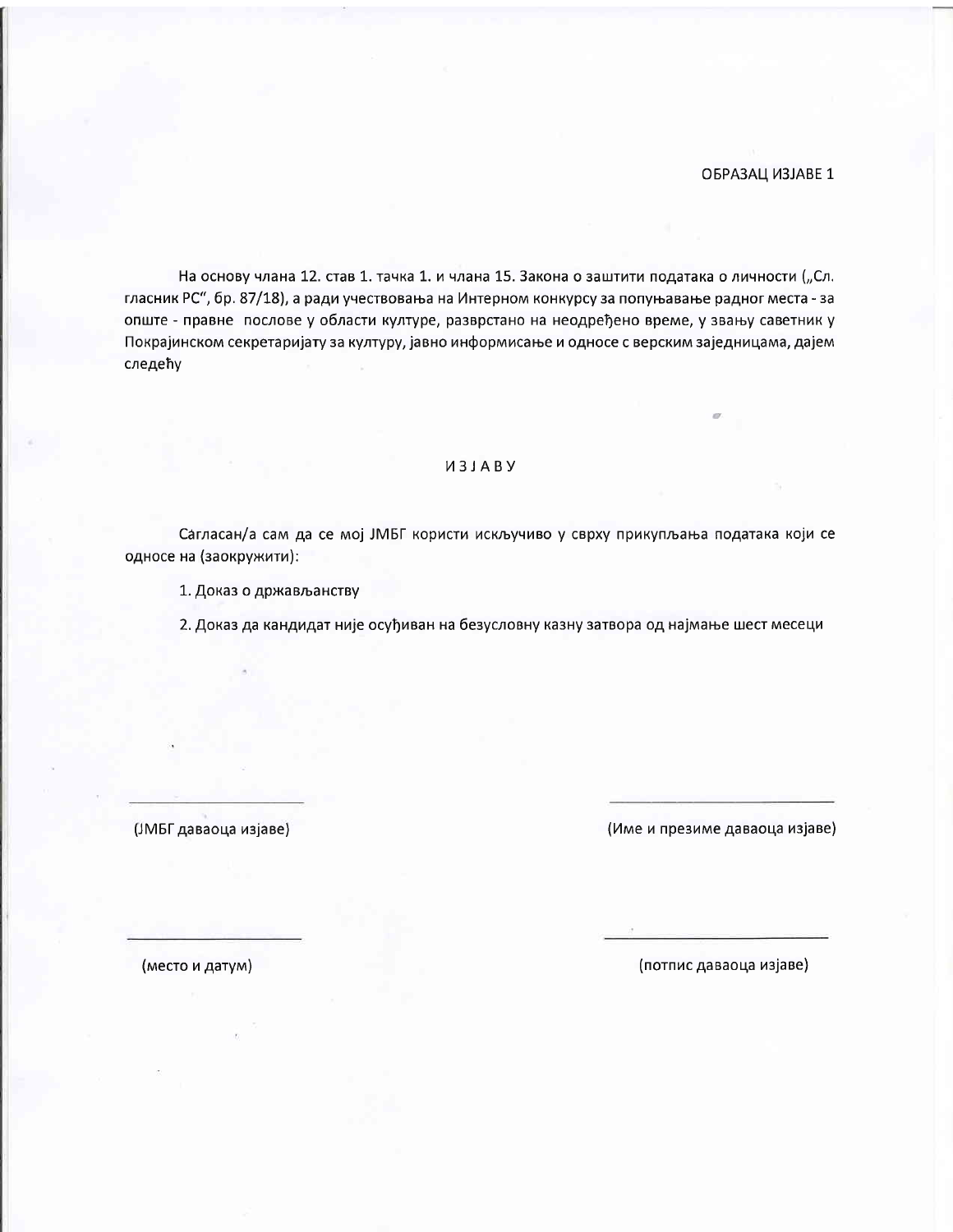ОБРАЗАЦ ИЗЈАВЕ 1

На основу члана 12. став 1. тачка 1. и члана 15. Закона о заштити података о личности („Сл. гласник РС", бр. 87/18), а ради учествовања на Интерном конкурсу за попуњавање радног места - за опште - правне послове у области културе, разврстано на неодређено време, у звању саветник у Покрајинском секретаријату за културу, јавно информисање и односе с верским заједницама, дајем следећу

## ИЗЈАВУ

Сагласан/а сам да се мој ЈМБГ користи искључиво у сврху прикупљања података који се односе на (заокружити):

1. Доказ о држављанству

2. Доказ да кандидат није осуђиван на безусловну казну затвора од најмање шест месеци

\_\_\_\_\_\_\_\_\_\_\_\_\_\_\_\_\_\_\_\_\_\_\_\_
(ЈМБГ даваоца изјаве)

\_\_\_\_\_\_\_\_\_\_\_\_\_\_\_\_\_\_\_\_\_\_\_\_
(Име и презиме даваоца изјаве)

\_\_\_\_\_\_\_\_\_\_\_\_\_\_\_\_\_\_\_\_\_\_\_\_
(место и датум)

\_\_\_\_\_\_\_\_\_\_\_\_\_\_\_\_\_\_\_\_\_\_\_\_
(потпис даваоца изјаве)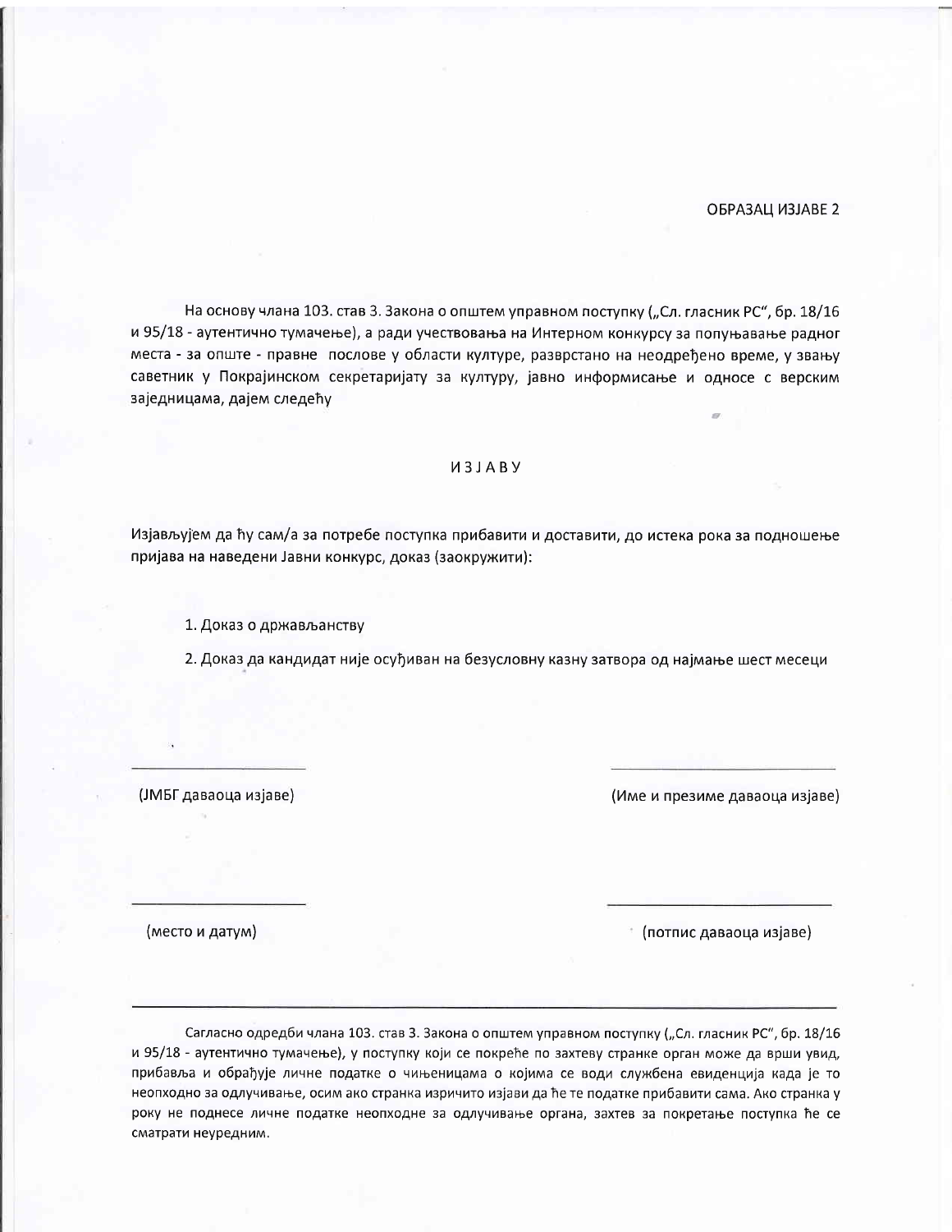ОБРАЗАЦ ИЗЈАВЕ 2

На основу члана 103. став 3. Закона о општем управном поступку („Сл. гласник РС", бр. 18/16 и 95/18 - аутентично тумачење), а ради учествовања на Интерном конкурсу за попуњавање радног места - за опште - правне послове у области културе, разврстано на неодређено време, у звању саветник у Покрајинском секретаријату за културу, јавно информисање и односе с верским заједницама, дајем следећу

## ИЗЈАВУ

Изјављујем да ћу сам/а за потребе поступка прибавити и доставити, до истека рока за подношење пријава на наведени Јавни конкурс, доказ (заокружити):

1. Доказ о држављанству
2. Доказ да кандидат није осуђиван на безусловну казну затвора од најмање шест месеци

| | |
|---|---|
| ______________________ | ______________________ |
| (ЈМБГ даваоца изјаве) | (Име и презиме даваоца изјаве) |
| ______________________ | ______________________ |
| (место и датум) | (потпис даваоца изјаве) |

---

Сагласно одредби члана 103. став 3. Закона о општем управном поступку („Сл. гласник РС", бр. 18/16 и 95/18 - аутентично тумачење), у поступку који се покреће по захтеву странке орган може да врши увид, прибавља и обрађује личне податке о чињеницама о којима се води службена евиденција када је то неопходно за одлучивање, осим ако странка изричито изјави да ће те податке прибавити сама. Ако странка у року не поднесе личне податке неопходне за одлучивање органа, захтев за покретање поступка ће се сматрати неуредним.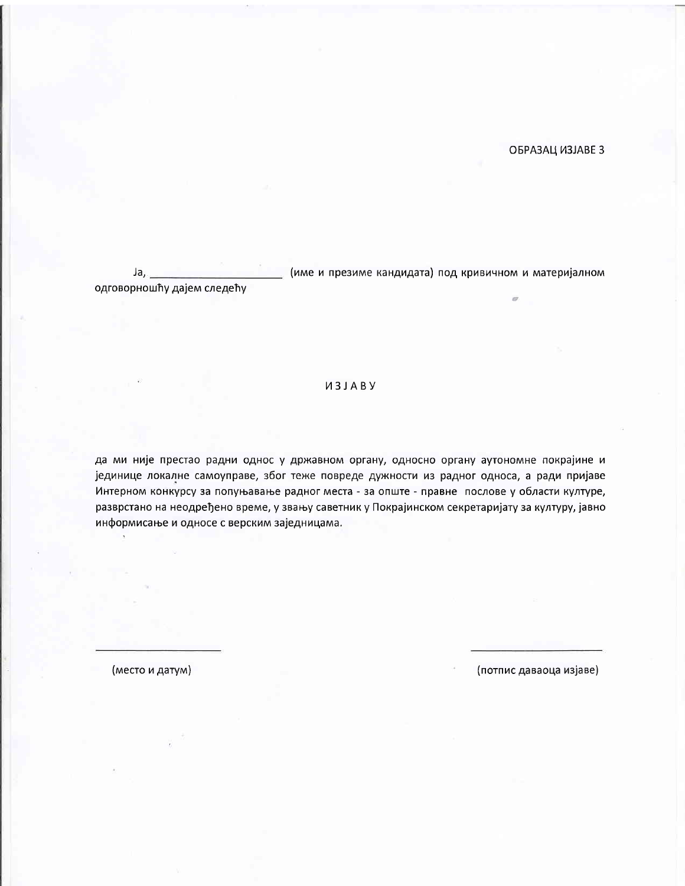ОБРАЗАЦ ИЗЈАВЕ 3

Ја, _____________________ (име и презиме кандидата) под кривичном и материјалном одговорношћу дајем следећу

ИЗЈАВУ

да ми није престао радни однос у државном органу, односно органу аутономне покрајине и јединице локалне самоуправе, због теже повреде дужности из радног односа, а ради пријаве Интерном конкурсу за попуњавање радног места - за опште - правне послове у области културе, разврстано на неодређено време, у звању саветник у Покрајинском секретаријату за културу, јавно информисање и односе с верским заједницама.

_____________________

(место и датум)

_____________________

(потпис даваоца изјаве)